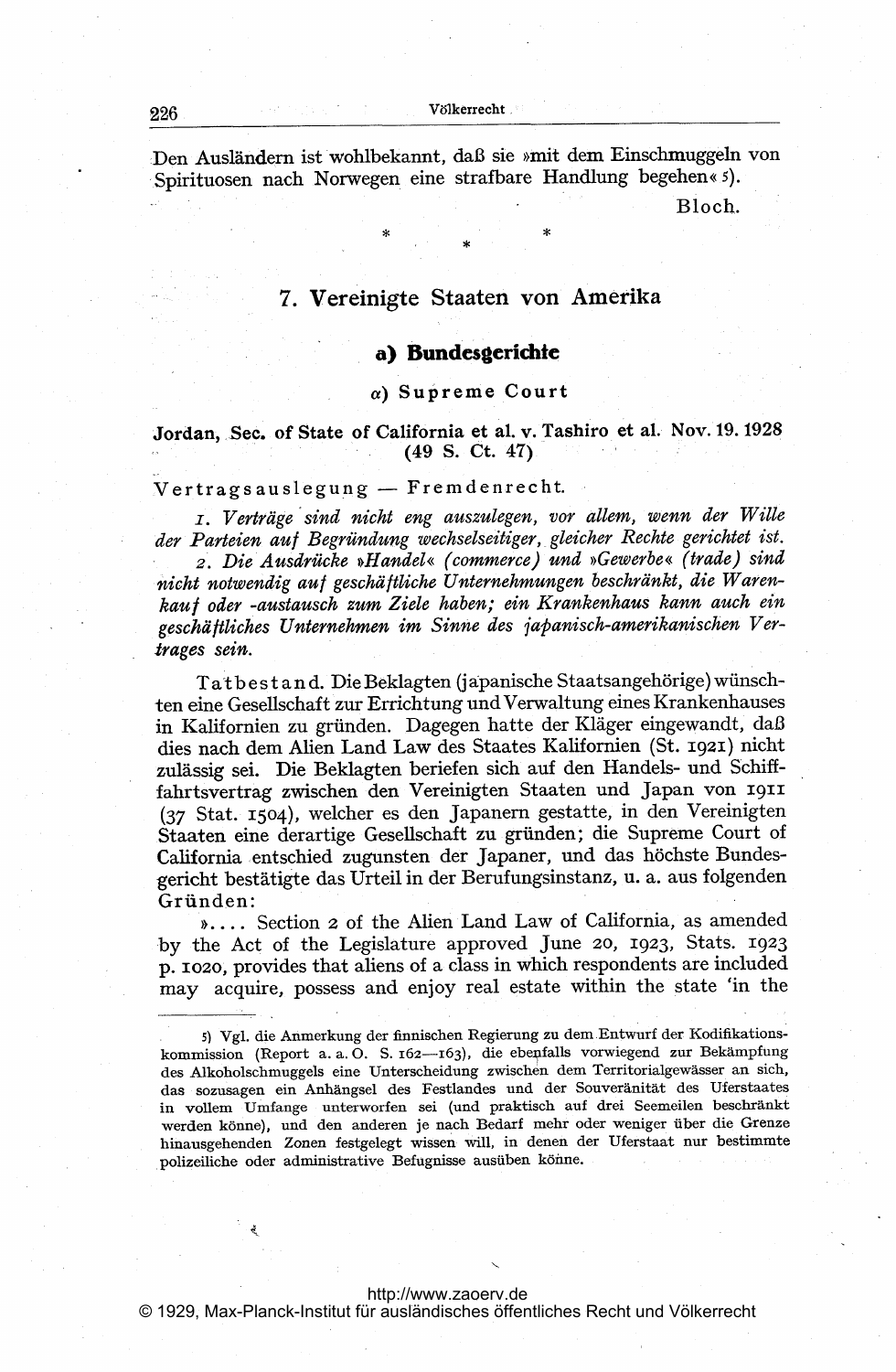Den Ausländern ist wohlbekannt, daß sie »mit dem Einschmuggeln von Spirituosen nach Norwegen eine strafbare Handlung begehen« [5]).

Bloch.

\* \* \*

## 7. Vereinigte Staaten von Amerika

### a) Bundesgerichte

#### α) Supreme Court

**Jordan, Sec. of State of California et al. v. Tashiro et al. Nov. 19. 1928 (49 S. Ct. 47)**

Vertragsauslegung — Fremdenrecht.

1. *Verträge sind nicht eng auszulegen, vor allem, wenn der Wille der Parteien auf Begründung wechselseitiger, gleicher Rechte gerichtet ist.*

2. *Die Ausdrücke »Handel« (commerce) und »Gewerbe« (trade) sind nicht notwendig auf geschäftliche Unternehmungen beschränkt, die Warenkauf oder -austausch zum Ziele haben; ein Krankenhaus kann auch ein geschäftliches Unternehmen im Sinne des japanisch-amerikanischen Vertrages sein.*

Tatbestand. Die Beklagten (japanische Staatsangehörige) wünschten eine Gesellschaft zur Errichtung und Verwaltung eines Krankenhauses in Kalifornien zu gründen. Dagegen hatte der Kläger eingewandt, daß dies nach dem Alien Land Law des Staates Kalifornien (St. 1921) nicht zulässig sei. Die Beklagten beriefen sich auf den Handels- und Schiffahrtsvertrag zwischen den Vereinigten Staaten und Japan von 1911 (37 Stat. 1504), welcher es den Japanern gestatte, in den Vereinigten Staaten eine derartige Gesellschaft zu gründen; die Supreme Court of California entschied zugunsten der Japaner, und das höchste Bundesgericht bestätigte das Urteil in der Berufungsinstanz, u. a. aus folgenden Gründen:

».... Section 2 of the Alien Land Law of California, as amended by the Act of the Legislature approved June 20, 1923, Stats. 1923 p. 1020, provides that aliens of a class in which respondents are included may acquire, possess and enjoy real estate within the state 'in the

---

[5]) Vgl. die Anmerkung der finnischen Regierung zu dem Entwurf der Kodifikationskommission (Report a. a. O. S. 162—163), die ebenfalls vorwiegend zur Bekämpfung des Alkoholschmuggels eine Unterscheidung zwischen dem Territorialgewässer an sich, das sozusagen ein Anhängsel des Festlandes und der Souveränität des Uferstaates in vollem Umfange unterworfen sei (und praktisch auf drei Seemeilen beschränkt werden könne), und den anderen je nach Bedarf mehr oder weniger über die Grenze hinausgehenden Zonen festgelegt wissen will, in denen der Uferstaat nur bestimmte polizeiliche oder administrative Befugnisse ausüben könne.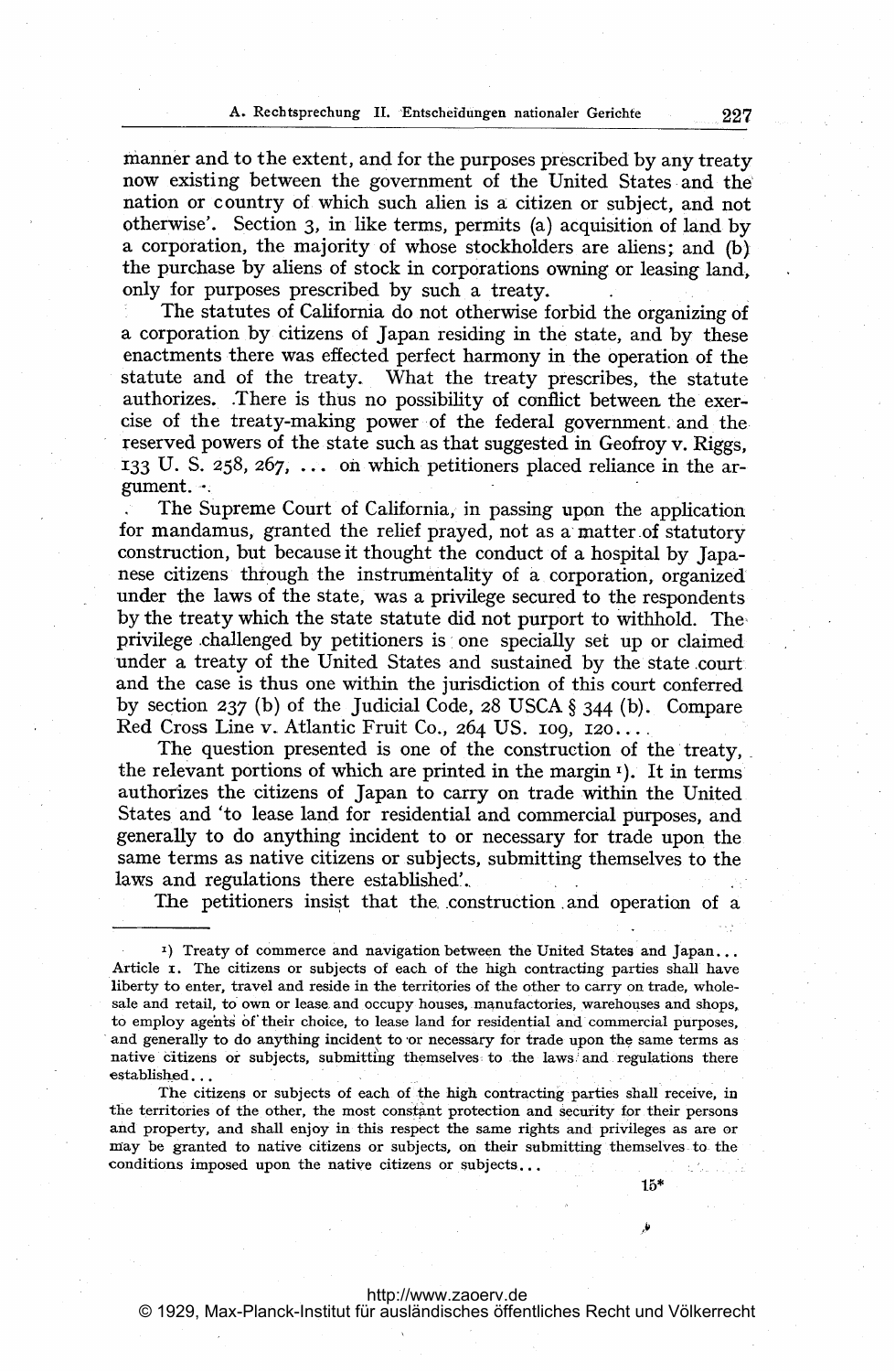manner and to the extent, and for the purposes prescribed by any treaty now existing between the government of the United States and the nation or country of which such alien is a citizen or subject, and not otherwise'. Section 3, in like terms, permits (a) acquisition of land by a corporation, the majority of whose stockholders are aliens; and (b) the purchase by aliens of stock in corporations owning or leasing land, only for purposes prescribed by such a treaty.

The statutes of California do not otherwise forbid the organizing of a corporation by citizens of Japan residing in the state, and by these enactments there was effected perfect harmony in the operation of the statute and of the treaty. What the treaty prescribes, the statute authorizes. There is thus no possibility of conflict between the exercise of the treaty-making power of the federal government and the reserved powers of the state such as that suggested in Geofroy v. Riggs, 133 U. S. 258, 267, ... on which petitioners placed reliance in the argument. ·

The Supreme Court of California, in passing upon the application for mandamus, granted the relief prayed, not as a matter of statutory construction, but because it thought the conduct of a hospital by Japanese citizens through the instrumentality of a corporation, organized under the laws of the state, was a privilege secured to the respondents by the treaty which the state statute did not purport to withhold. The privilege challenged by petitioners is one specially set up or claimed under a treaty of the United States and sustained by the state court and the case is thus one within the jurisdiction of this court conferred by section 237 (b) of the Judicial Code, 28 USCA § 344 (b). Compare Red Cross Line v. Atlantic Fruit Co., 264 US. 109, 120....

The question presented is one of the construction of the treaty, the relevant portions of which are printed in the margin [1]). It in terms authorizes the citizens of Japan to carry on trade within the United States and 'to lease land for residential and commercial purposes, and generally to do anything incident to or necessary for trade upon the same terms as native citizens or subjects, submitting themselves to the laws and regulations there established'.

The petitioners insist that the construction and operation of a

---

[1]) Treaty of commerce and navigation between the United States and Japan... Article 1. The citizens or subjects of each of the high contracting parties shall have liberty to enter, travel and reside in the territories of the other to carry on trade, wholesale and retail, to own or lease and occupy houses, manufactories, warehouses and shops, to employ agents of their choice, to lease land for residential and commercial purposes, and generally to do anything incident to or necessary for trade upon the same terms as native citizens or subjects, submitting themselves to the laws and regulations there established...

The citizens or subjects of each of the high contracting parties shall receive, in the territories of the other, the most constant protection and security for their persons and property, and shall enjoy in this respect the same rights and privileges as are or may be granted to native citizens or subjects, on their submitting themselves to the conditions imposed upon the native citizens or subjects...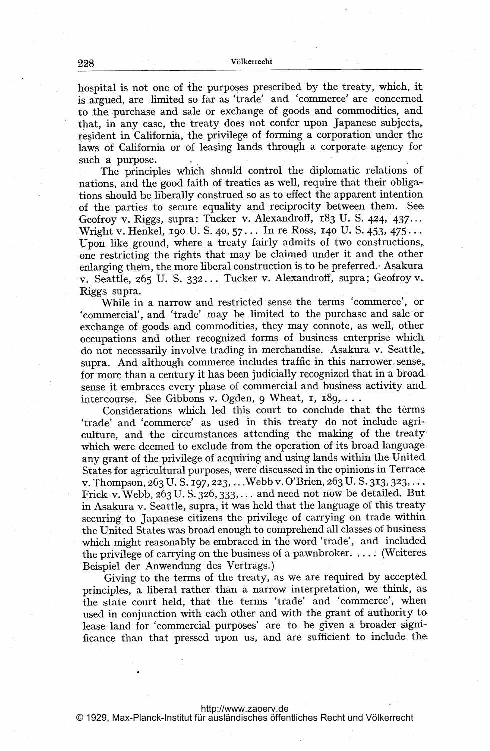hospital is not one of the purposes prescribed by the treaty, which, it is argued, are limited so far as 'trade' and 'commerce' are concerned to the purchase and sale or exchange of goods and commodities, and that, in any case, the treaty does not confer upon Japanese subjects, resident in California, the privilege of forming a corporation under the laws of California or of leasing lands through a corporate agency for such a purpose.

The principles which should control the diplomatic relations of nations, and the good faith of treaties as well, require that their obligations should be liberally construed so as to effect the apparent intention of the parties to secure equality and reciprocity between them. See Geofroy v. Riggs, supra: Tucker v. Alexandroff, 183 U. S. 424, 437... Wright v. Henkel, 190 U. S. 40, 57... In re Ross, 140 U. S. 453, 475.... Upon like ground, where a treaty fairly admits of two constructions, one restricting the rights that may be claimed under it and the other enlarging them, the more liberal construction is to be preferred. Asakura v. Seattle, 265 U. S. 332... Tucker v. Alexandroff, supra; Geofroy v. Riggs supra.

While in a narrow and restricted sense the terms 'commerce', or 'commercial', and 'trade' may be limited to the purchase and sale or exchange of goods and commodities, they may connote, as well, other occupations and other recognized forms of business enterprise which do not necessarily involve trading in merchandise. Asakura v. Seattle, supra. And although commerce includes traffic in this narrower sense, for more than a century it has been judicially recognized that in a broad sense it embraces every phase of commercial and business activity and intercourse. See Gibbons v. Ogden, 9 Wheat, 1, 189,....

Considerations which led this court to conclude that the terms 'trade' and 'commerce' as used in this treaty do not include agriculture, and the circumstances attending the making of the treaty which were deemed to exclude from the operation of its broad language any grant of the privilege of acquiring and using lands within the United States for agricultural purposes, were discussed in the opinions in Terrace v. Thompson, 263 U. S. 197, 223, ... Webb v. O'Brien, 263 U. S. 313, 323, ... Frick v. Webb, 263 U. S. 326, 333, ... and need not now be detailed. But in Asakura v. Seattle, supra, it was held that the language of this treaty securing to Japanese citizens the privilege of carrying on trade within the United States was broad enough to comprehend all classes of business which might reasonably be embraced in the word 'trade', and included the privilege of carrying on the business of a pawnbroker. .... (Weiteres Beispiel der Anwendung des Vertrags.)

Giving to the terms of the treaty, as we are required by accepted principles, a liberal rather than a narrow interpretation, we think, as the state court held, that the terms 'trade' and 'commerce', when used in conjunction with each other and with the grant of authority to lease land for 'commercial purposes' are to be given a broader significance than that pressed upon us, and are sufficient to include the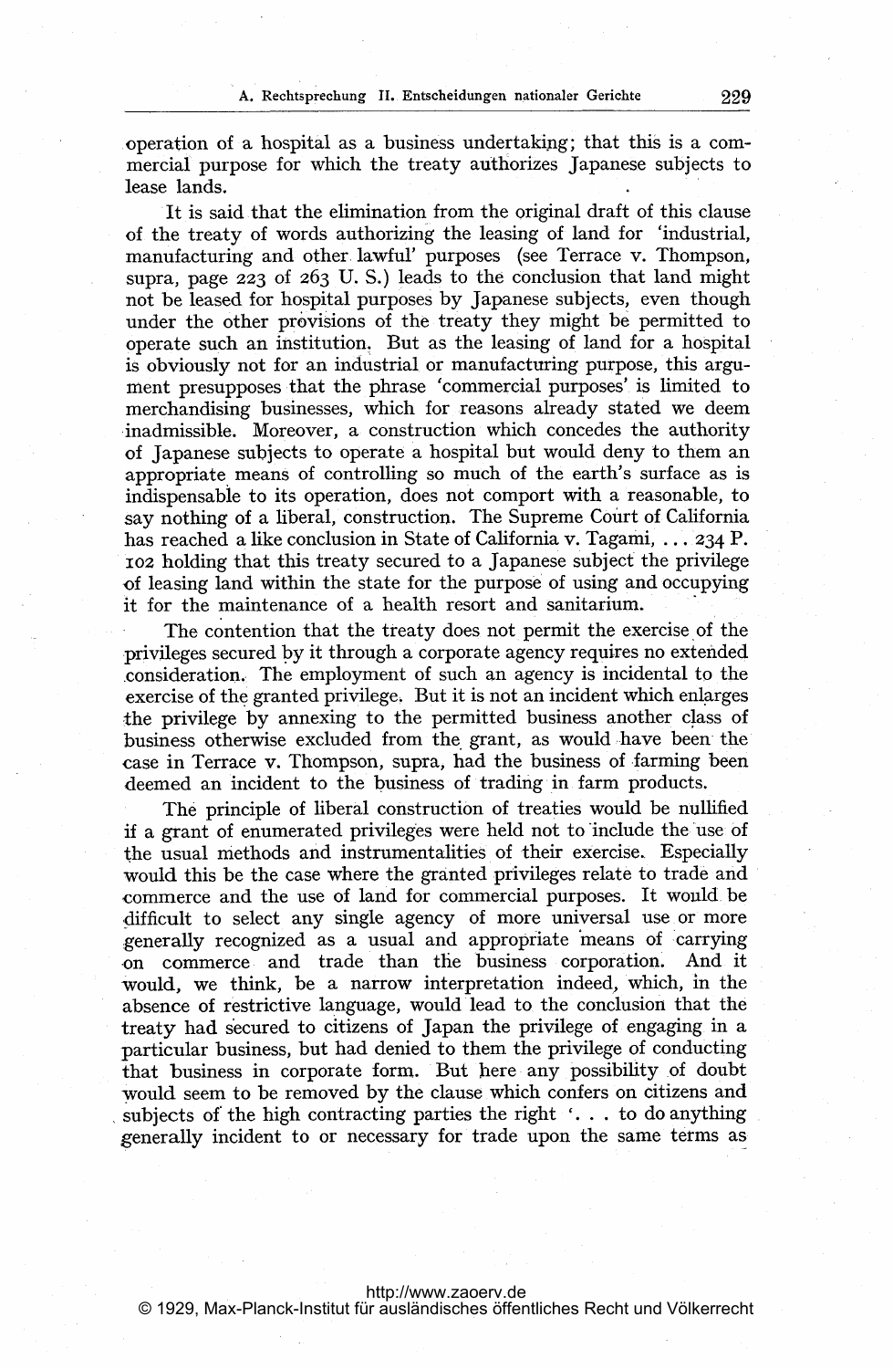operation of a hospital as a business undertaking; that this is a commercial purpose for which the treaty authorizes Japanese subjects to lease lands.

It is said that the elimination from the original draft of this clause of the treaty of words authorizing the leasing of land for 'industrial, manufacturing and other lawful' purposes (see Terrace v. Thompson, supra, page 223 of 263 U. S.) leads to the conclusion that land might not be leased for hospital purposes by Japanese subjects, even though under the other provisions of the treaty they might be permitted to operate such an institution. But as the leasing of land for a hospital is obviously not for an industrial or manufacturing purpose, this argument presupposes that the phrase 'commercial purposes' is limited to merchandising businesses, which for reasons already stated we deem inadmissible. Moreover, a construction which concedes the authority of Japanese subjects to operate a hospital but would deny to them an appropriate means of controlling so much of the earth's surface as is indispensable to its operation, does not comport with a reasonable, to say nothing of a liberal, construction. The Supreme Court of California has reached a like conclusion in State of California v. Tagami, ... 234 P. 102 holding that this treaty secured to a Japanese subject the privilege of leasing land within the state for the purpose of using and occupying it for the maintenance of a health resort and sanitarium.

The contention that the treaty does not permit the exercise of the privileges secured by it through a corporate agency requires no extended consideration. The employment of such an agency is incidental to the exercise of the granted privilege. But it is not an incident which enlarges the privilege by annexing to the permitted business another class of business otherwise excluded from the grant, as would have been the case in Terrace v. Thompson, supra, had the business of farming been deemed an incident to the business of trading in farm products.

The principle of liberal construction of treaties would be nullified if a grant of enumerated privileges were held not to include the use of the usual methods and instrumentalities of their exercise. Especially would this be the case where the granted privileges relate to trade and commerce and the use of land for commercial purposes. It would be difficult to select any single agency of more universal use or more generally recognized as a usual and appropriate means of carrying on commerce and trade than the business corporation. And it would, we think, be a narrow interpretation indeed, which, in the absence of restrictive language, would lead to the conclusion that the treaty had secured to citizens of Japan the privilege of engaging in a particular business, but had denied to them the privilege of conducting that business in corporate form. But here any possibility of doubt would seem to be removed by the clause which confers on citizens and subjects of the high contracting parties the right '. . . to do anything generally incident to or necessary for trade upon the same terms as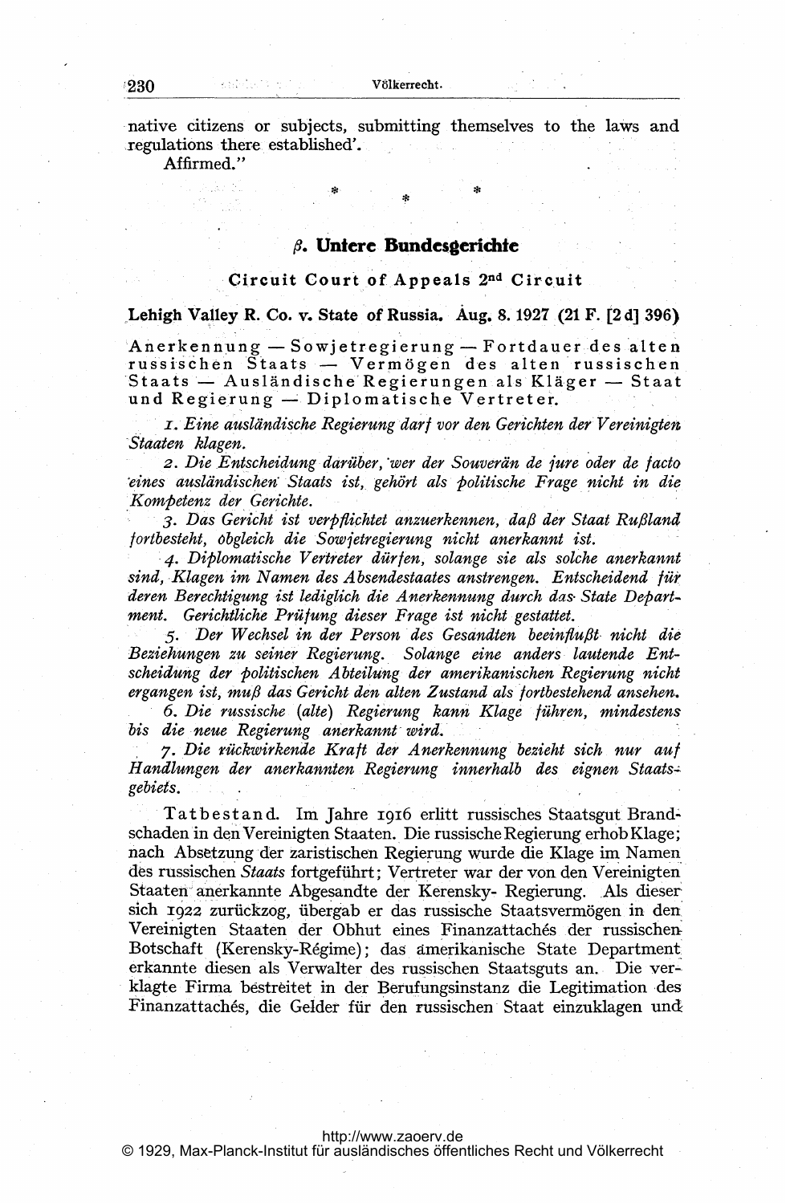native citizens or subjects, submitting themselves to the laws and regulations there established'.

Affirmed."

\* \* \*

## β. Untere Bundesgerichte

### Circuit Court of Appeals 2nd Circuit

**Lehigh Valley R. Co. v. State of Russia. Aug. 8. 1927 (21 F. [2 d] 396)**

Anerkennung — Sowjetregierung — Fortdauer des alten russischen Staats — Vermögen des alten russischen Staats — Ausländische Regierungen als Kläger — Staat und Regierung — Diplomatische Vertreter.

*1. Eine ausländische Regierung darf vor den Gerichten der Vereinigten Staaten klagen.*

*2. Die Entscheidung darüber, wer der Souverän de jure oder de facto eines ausländischen Staats ist, gehört als politische Frage nicht in die Kompetenz der Gerichte.*

*3. Das Gericht ist verpflichtet anzuerkennen, daß der Staat Rußland fortbesteht, obgleich die Sowjetregierung nicht anerkannt ist.*

*4. Diplomatische Vertreter dürfen, solange sie als solche anerkannt sind, Klagen im Namen des Absendestaates anstrengen. Entscheidend für deren Berechtigung ist lediglich die Anerkennung durch das State Department. Gerichtliche Prüfung dieser Frage ist nicht gestattet.*

*5. Der Wechsel in der Person des Gesandten beeinflußt nicht die Beziehungen zu seiner Regierung. Solange eine anders lautende Entscheidung der politischen Abteilung der amerikanischen Regierung nicht ergangen ist, muß das Gericht den alten Zustand als fortbestehend ansehen.*

*6. Die russische (alte) Regierung kann Klage führen, mindestens bis die neue Regierung anerkannt wird.*

*7. Die rückwirkende Kraft der Anerkennung bezieht sich nur auf Handlungen der anerkannten Regierung innerhalb des eignen Staatsgebiets.*

Tatbestand. Im Jahre 1916 erlitt russisches Staatsgut Brandschaden in den Vereinigten Staaten. Die russische Regierung erhob Klage; nach Absetzung der zaristischen Regierung wurde die Klage im Namen des russischen *Staats* fortgeführt; Vertreter war der von den Vereinigten Staaten anerkannte Abgesandte der Kerensky- Regierung. Als dieser sich 1922 zurückzog, übergab er das russische Staatsvermögen in den Vereinigten Staaten der Obhut eines Finanzattachés der russischen Botschaft (Kerensky-Régime); das amerikanische State Department erkannte diesen als Verwalter des russischen Staatsguts an. Die verklagte Firma bestreitet in der Berufungsinstanz die Legitimation des Finanzattachés, die Gelder für den russischen Staat einzuklagen und